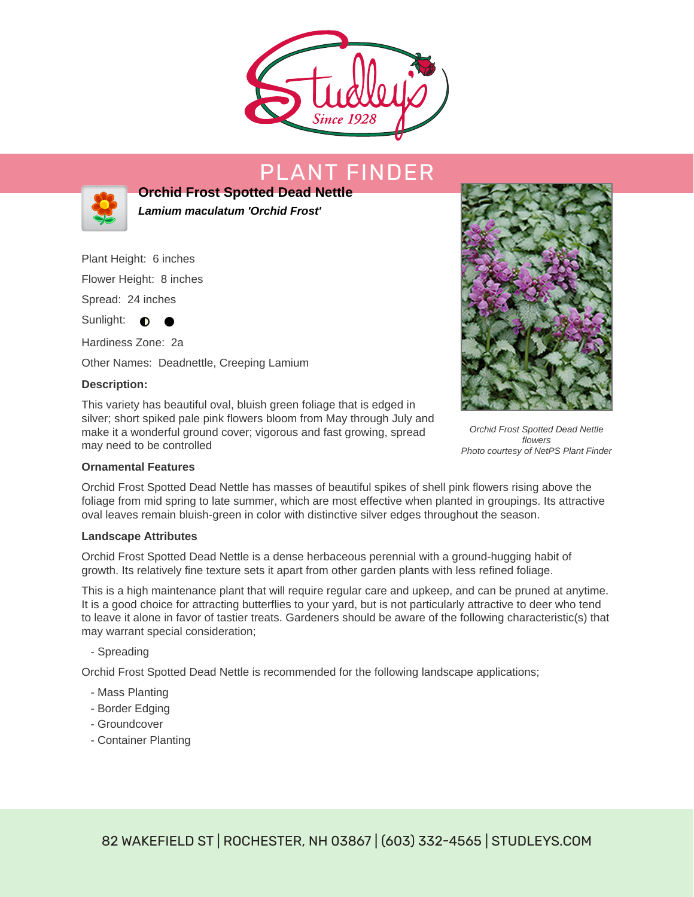# PLANT FINDER

## Orchid Frost Spotted Dead Nettle

***Lamium maculatum 'Orchid Frost'***

Plant Height: 6 inches

Flower Height: 8 inches

Spread: 24 inches

Sunlight: ◐ ●

Hardiness Zone: 2a

Other Names: Deadnettle, Creeping Lamium

**Description:**

This variety has beautiful oval, bluish green foliage that is edged in silver; short spiked pale pink flowers bloom from May through July and make it a wonderful ground cover; vigorous and fast growing, spread may need to be controlled

*Orchid Frost Spotted Dead Nettle flowers*
*Photo courtesy of NetPS Plant Finder*

**Ornamental Features**

Orchid Frost Spotted Dead Nettle has masses of beautiful spikes of shell pink flowers rising above the foliage from mid spring to late summer, which are most effective when planted in groupings. Its attractive oval leaves remain bluish-green in color with distinctive silver edges throughout the season.

**Landscape Attributes**

Orchid Frost Spotted Dead Nettle is a dense herbaceous perennial with a ground-hugging habit of growth. Its relatively fine texture sets it apart from other garden plants with less refined foliage.

This is a high maintenance plant that will require regular care and upkeep, and can be pruned at anytime. It is a good choice for attracting butterflies to your yard, but is not particularly attractive to deer who tend to leave it alone in favor of tastier treats. Gardeners should be aware of the following characteristic(s) that may warrant special consideration;

- Spreading

Orchid Frost Spotted Dead Nettle is recommended for the following landscape applications;

- Mass Planting
- Border Edging
- Groundcover
- Container Planting

82 WAKEFIELD ST | ROCHESTER, NH 03867 | (603) 332-4565 | STUDLEYS.COM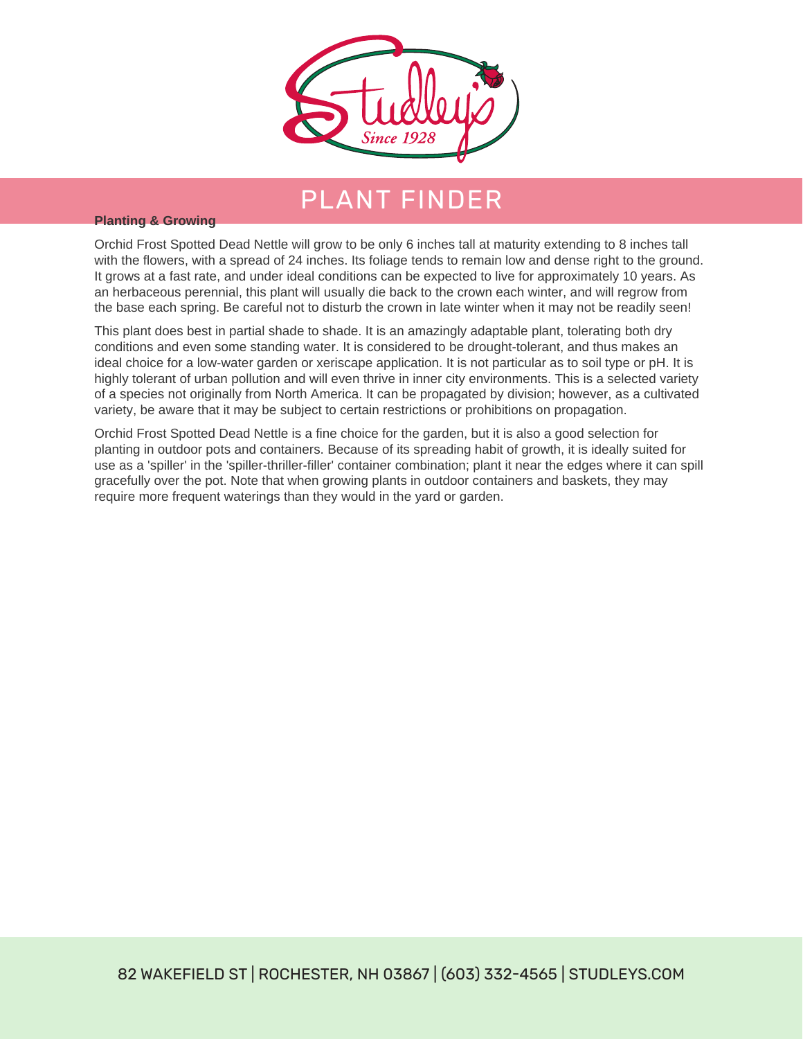# PLANT FINDER

**Planting & Growing**

Orchid Frost Spotted Dead Nettle will grow to be only 6 inches tall at maturity extending to 8 inches tall with the flowers, with a spread of 24 inches. Its foliage tends to remain low and dense right to the ground. It grows at a fast rate, and under ideal conditions can be expected to live for approximately 10 years. As an herbaceous perennial, this plant will usually die back to the crown each winter, and will regrow from the base each spring. Be careful not to disturb the crown in late winter when it may not be readily seen!

This plant does best in partial shade to shade. It is an amazingly adaptable plant, tolerating both dry conditions and even some standing water. It is considered to be drought-tolerant, and thus makes an ideal choice for a low-water garden or xeriscape application. It is not particular as to soil type or pH. It is highly tolerant of urban pollution and will even thrive in inner city environments. This is a selected variety of a species not originally from North America. It can be propagated by division; however, as a cultivated variety, be aware that it may be subject to certain restrictions or prohibitions on propagation.

Orchid Frost Spotted Dead Nettle is a fine choice for the garden, but it is also a good selection for planting in outdoor pots and containers. Because of its spreading habit of growth, it is ideally suited for use as a 'spiller' in the 'spiller-thriller-filler' container combination; plant it near the edges where it can spill gracefully over the pot. Note that when growing plants in outdoor containers and baskets, they may require more frequent waterings than they would in the yard or garden.